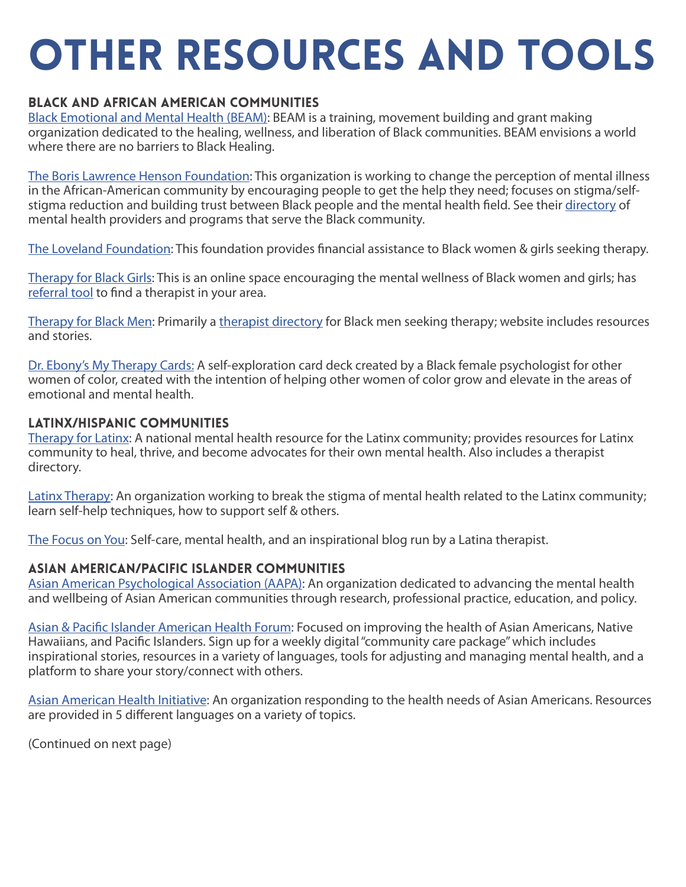# OTHER RESOURCES AND TOOLS

## BLACK AND AFRICAN AMERICAN COMMUNITIES

Black Emotional and Mental Health (BEAM): BEAM is a training, movement building and grant making organization dedicated to the healing, wellness, and liberation of Black communities. BEAM envisions a world where there are no barriers to Black Healing.

The Boris Lawrence Henson Foundation: This organization is working to change the perception of mental illness in the African-American community by encouraging people to get the help they need; focuses on stigma/self-stigma reduction and building trust between Black people and the mental health field. See their directory of mental health providers and programs that serve the Black community.

The Loveland Foundation: This foundation provides financial assistance to Black women & girls seeking therapy.

Therapy for Black Girls: This is an online space encouraging the mental wellness of Black women and girls; has referral tool to find a therapist in your area.

Therapy for Black Men: Primarily a therapist directory for Black men seeking therapy; website includes resources and stories.

Dr. Ebony's My Therapy Cards: A self-exploration card deck created by a Black female psychologist for other women of color, created with the intention of helping other women of color grow and elevate in the areas of emotional and mental health.

## LATINX/HISPANIC COMMUNITIES

Therapy for Latinx: A national mental health resource for the Latinx community; provides resources for Latinx community to heal, thrive, and become advocates for their own mental health. Also includes a therapist directory.

Latinx Therapy: An organization working to break the stigma of mental health related to the Latinx community; learn self-help techniques, how to support self & others.

The Focus on You: Self-care, mental health, and an inspirational blog run by a Latina therapist.

## ASIAN AMERICAN/PACIFIC ISLANDER COMMUNITIES

Asian American Psychological Association (AAPA): An organization dedicated to advancing the mental health and wellbeing of Asian American communities through research, professional practice, education, and policy.

Asian & Pacific Islander American Health Forum: Focused on improving the health of Asian Americans, Native Hawaiians, and Pacific Islanders. Sign up for a weekly digital "community care package" which includes inspirational stories, resources in a variety of languages, tools for adjusting and managing mental health, and a platform to share your story/connect with others.

Asian American Health Initiative: An organization responding to the health needs of Asian Americans. Resources are provided in 5 different languages on a variety of topics.

(Continued on next page)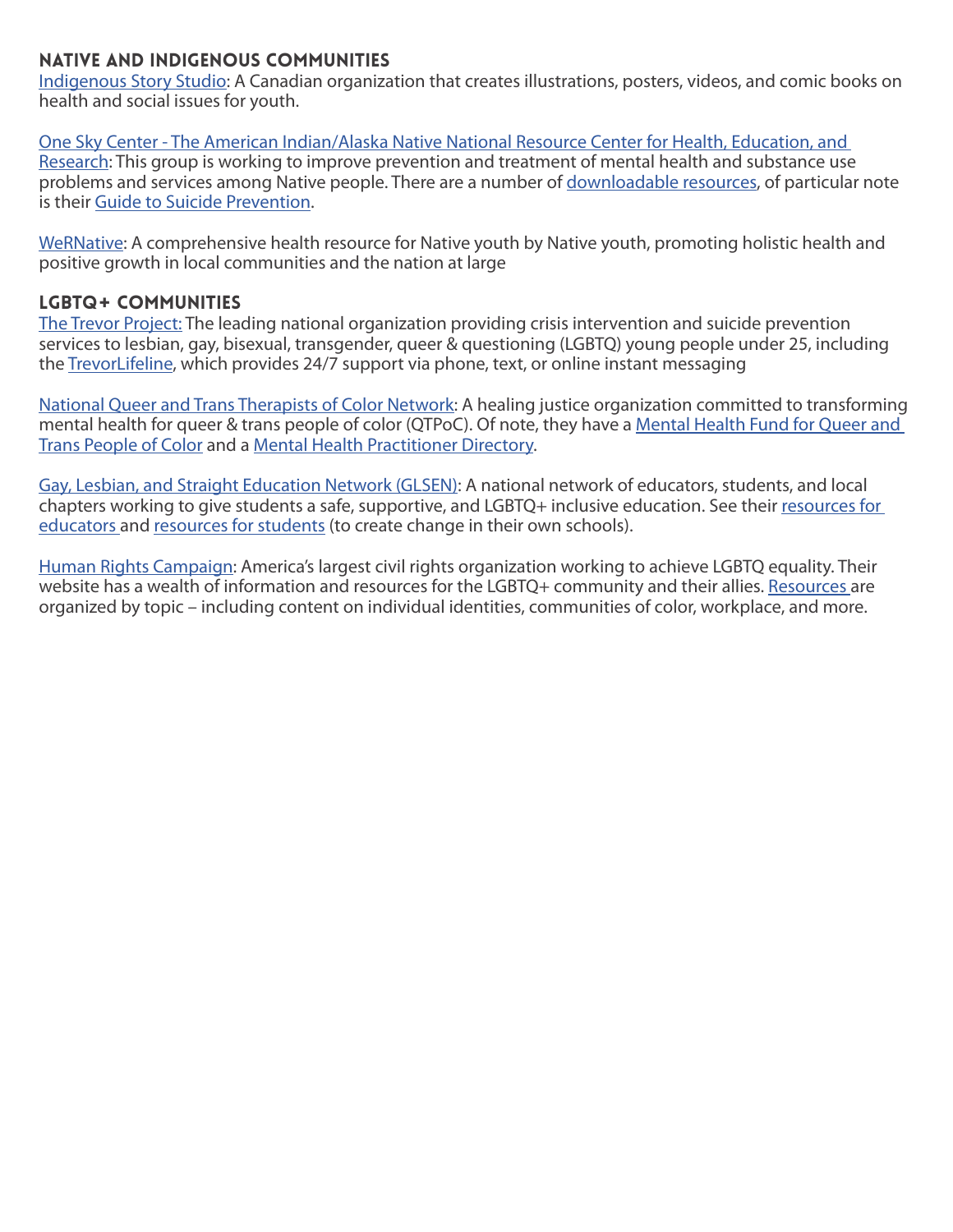## NATIVE AND INDIGENOUS COMMUNITIES

Indigenous Story Studio: A Canadian organization that creates illustrations, posters, videos, and comic books on health and social issues for youth.

One Sky Center - The American Indian/Alaska Native National Resource Center for Health, Education, and Research: This group is working to improve prevention and treatment of mental health and substance use problems and services among Native people. There are a number of downloadable resources, of particular note is their Guide to Suicide Prevention.

WeRNative: A comprehensive health resource for Native youth by Native youth, promoting holistic health and positive growth in local communities and the nation at large

## LGBTQ+ COMMUNITIES

The Trevor Project: The leading national organization providing crisis intervention and suicide prevention services to lesbian, gay, bisexual, transgender, queer & questioning (LGBTQ) young people under 25, including the TrevorLifeline, which provides 24/7 support via phone, text, or online instant messaging

National Queer and Trans Therapists of Color Network: A healing justice organization committed to transforming mental health for queer & trans people of color (QTPoC). Of note, they have a Mental Health Fund for Queer and Trans People of Color and a Mental Health Practitioner Directory.

Gay, Lesbian, and Straight Education Network (GLSEN): A national network of educators, students, and local chapters working to give students a safe, supportive, and LGBTQ+ inclusive education. See their resources for educators and resources for students (to create change in their own schools).

Human Rights Campaign: America's largest civil rights organization working to achieve LGBTQ equality. Their website has a wealth of information and resources for the LGBTQ+ community and their allies. Resources are organized by topic – including content on individual identities, communities of color, workplace, and more.